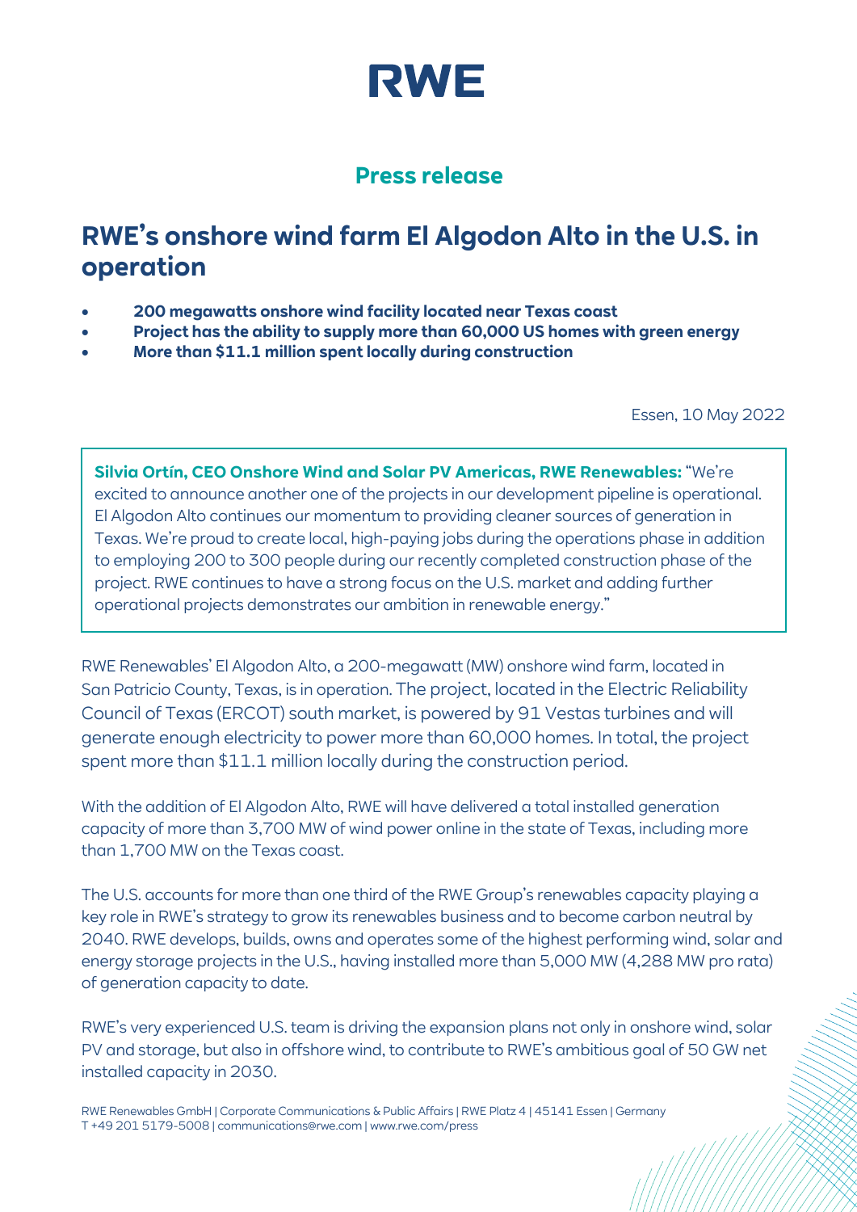# RWE

## Press release

# RWE's onshore wind farm El Algodon Alto in the U.S. in operation

- **200 megawatts onshore wind facility located near Texas coast**
- **Project has the ability to supply more than 60,000 US homes with green energy**
- **More than $11.1 million spent locally during construction**

Essen, 10 May 2022

**Silvia Ortín, CEO Onshore Wind and Solar PV Americas, RWE Renewables:** "We're excited to announce another one of the projects in our development pipeline is operational. El Algodon Alto continues our momentum to providing cleaner sources of generation in Texas. We're proud to create local, high-paying jobs during the operations phase in addition to employing 200 to 300 people during our recently completed construction phase of the project. RWE continues to have a strong focus on the U.S. market and adding further operational projects demonstrates our ambition in renewable energy."

RWE Renewables' El Algodon Alto, a 200-megawatt (MW) onshore wind farm, located in San Patricio County, Texas, is in operation. The project, located in the Electric Reliability Council of Texas (ERCOT) south market, is powered by 91 Vestas turbines and will generate enough electricity to power more than 60,000 homes. In total, the project spent more than $11.1 million locally during the construction period.

With the addition of El Algodon Alto, RWE will have delivered a total installed generation capacity of more than 3,700 MW of wind power online in the state of Texas, including more than 1,700 MW on the Texas coast.

The U.S. accounts for more than one third of the RWE Group's renewables capacity playing a key role in RWE's strategy to grow its renewables business and to become carbon neutral by 2040. RWE develops, builds, owns and operates some of the highest performing wind, solar and energy storage projects in the U.S., having installed more than 5,000 MW (4,288 MW pro rata) of generation capacity to date.

RWE's very experienced U.S. team is driving the expansion plans not only in onshore wind, solar PV and storage, but also in offshore wind, to contribute to RWE's ambitious goal of 50 GW net installed capacity in 2030.

RWE Renewables GmbH | Corporate Communications & Public Affairs | RWE Platz 4 | 45141 Essen | Germany
T +49 201 5179-5008 | communications@rwe.com | www.rwe.com/press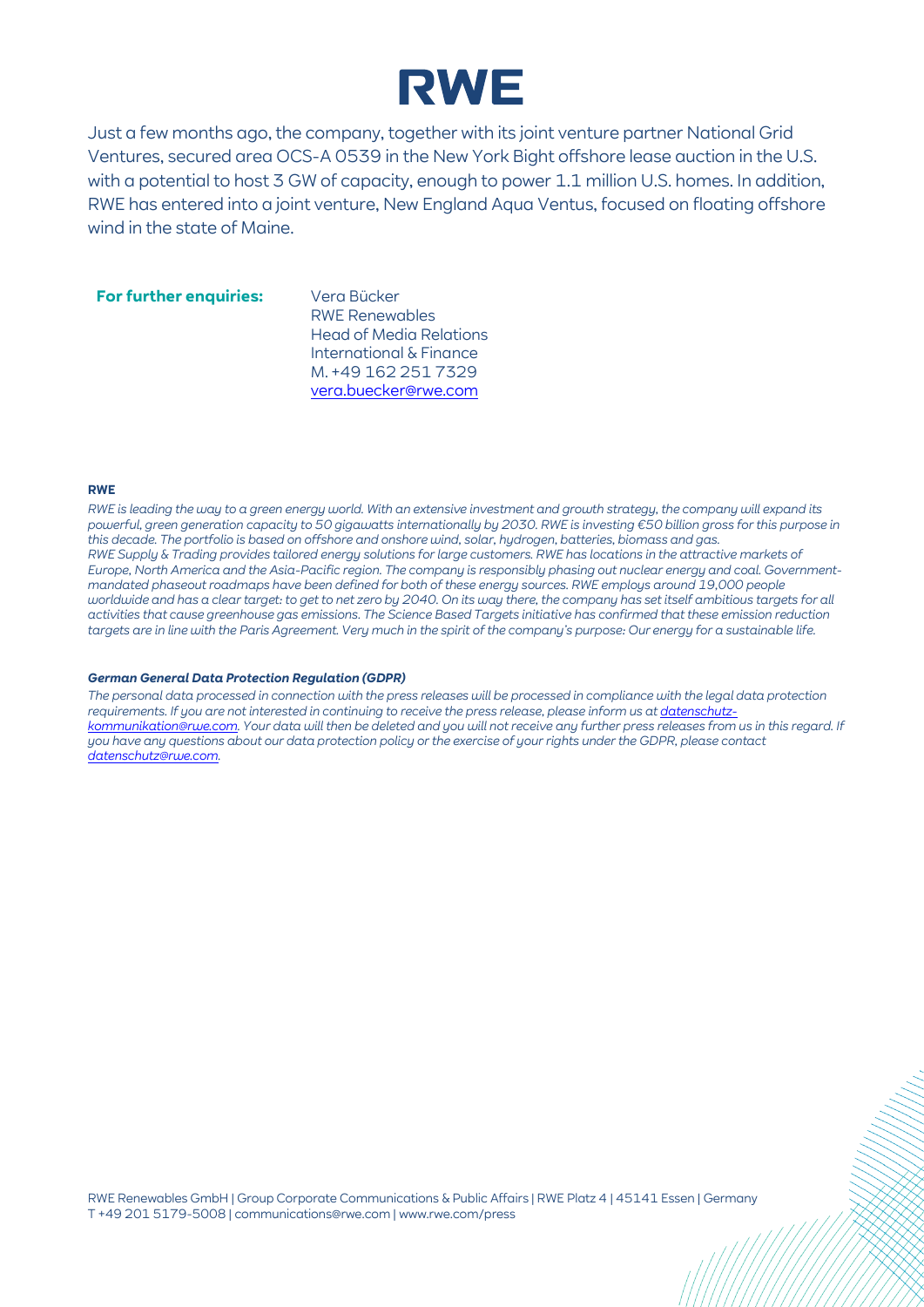Just a few months ago, the company, together with its joint venture partner National Grid Ventures, secured area OCS-A 0539 in the New York Bight offshore lease auction in the U.S. with a potential to host 3 GW of capacity, enough to power 1.1 million U.S. homes. In addition, RWE has entered into a joint venture, New England Aqua Ventus, focused on floating offshore wind in the state of Maine.

**For further enquiries:**

Vera Bücker
RWE Renewables
Head of Media Relations
International & Finance
M. +49 162 251 7329
vera.buecker@rwe.com

**RWE**

*RWE is leading the way to a green energy world. With an extensive investment and growth strategy, the company will expand its powerful, green generation capacity to 50 gigawatts internationally by 2030. RWE is investing €50 billion gross for this purpose in this decade. The portfolio is based on offshore and onshore wind, solar, hydrogen, batteries, biomass and gas. RWE Supply & Trading provides tailored energy solutions for large customers. RWE has locations in the attractive markets of Europe, North America and the Asia-Pacific region. The company is responsibly phasing out nuclear energy and coal. Government-mandated phaseout roadmaps have been defined for both of these energy sources. RWE employs around 19,000 people worldwide and has a clear target: to get to net zero by 2040. On its way there, the company has set itself ambitious targets for all activities that cause greenhouse gas emissions. The Science Based Targets initiative has confirmed that these emission reduction targets are in line with the Paris Agreement. Very much in the spirit of the company's purpose: Our energy for a sustainable life.*

***German General Data Protection Regulation (GDPR)***

*The personal data processed in connection with the press releases will be processed in compliance with the legal data protection requirements. If you are not interested in continuing to receive the press release, please inform us at datenschutz-kommunikation@rwe.com. Your data will then be deleted and you will not receive any further press releases from us in this regard. If you have any questions about our data protection policy or the exercise of your rights under the GDPR, please contact datenschutz@rwe.com.*

RWE Renewables GmbH | Group Corporate Communications & Public Affairs | RWE Platz 4 | 45141 Essen | Germany
T +49 201 5179-5008 | communications@rwe.com | www.rwe.com/press